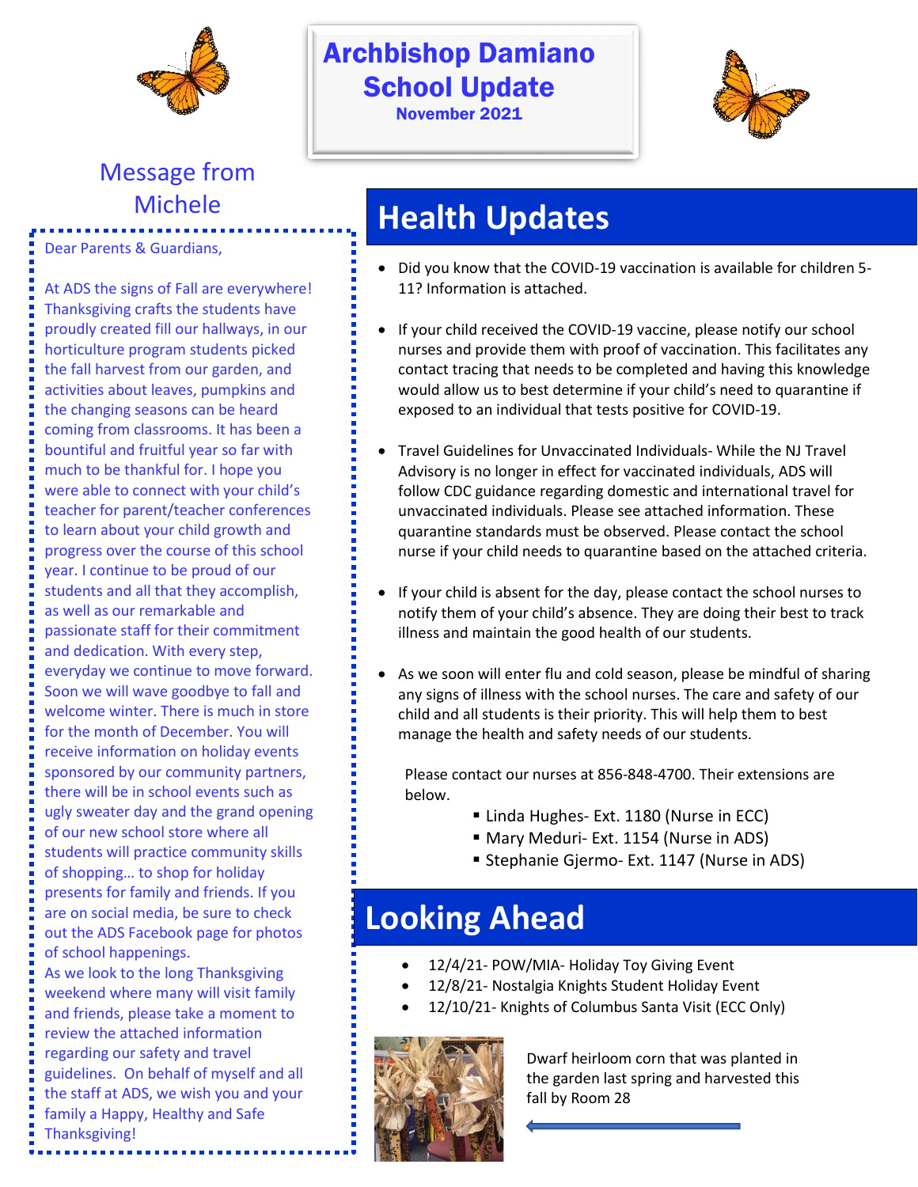# Archbishop Damiano School Update

**November 2021**

## Message from Michele

Dear Parents & Guardians,

At ADS the signs of Fall are everywhere! Thanksgiving crafts the students have proudly created fill our hallways, in our horticulture program students picked the fall harvest from our garden, and activities about leaves, pumpkins and the changing seasons can be heard coming from classrooms. It has been a bountiful and fruitful year so far with much to be thankful for. I hope you were able to connect with your child's teacher for parent/teacher conferences to learn about your child growth and progress over the course of this school year. I continue to be proud of our students and all that they accomplish, as well as our remarkable and passionate staff for their commitment and dedication. With every step, everyday we continue to move forward. Soon we will wave goodbye to fall and welcome winter. There is much in store for the month of December. You will receive information on holiday events sponsored by our community partners, there will be in school events such as ugly sweater day and the grand opening of our new school store where all students will practice community skills of shopping… to shop for holiday presents for family and friends. If you are on social media, be sure to check out the ADS Facebook page for photos of school happenings.

As we look to the long Thanksgiving weekend where many will visit family and friends, please take a moment to review the attached information regarding our safety and travel guidelines. On behalf of myself and all the staff at ADS, we wish you and your family a Happy, Healthy and Safe Thanksgiving!

## Health Updates

- Did you know that the COVID-19 vaccination is available for children 5-11? Information is attached.
- If your child received the COVID-19 vaccine, please notify our school nurses and provide them with proof of vaccination. This facilitates any contact tracing that needs to be completed and having this knowledge would allow us to best determine if your child's need to quarantine if exposed to an individual that tests positive for COVID-19.
- Travel Guidelines for Unvaccinated Individuals- While the NJ Travel Advisory is no longer in effect for vaccinated individuals, ADS will follow CDC guidance regarding domestic and international travel for unvaccinated individuals. Please see attached information. These quarantine standards must be observed. Please contact the school nurse if your child needs to quarantine based on the attached criteria.
- If your child is absent for the day, please contact the school nurses to notify them of your child's absence. They are doing their best to track illness and maintain the good health of our students.
- As we soon will enter flu and cold season, please be mindful of sharing any signs of illness with the school nurses. The care and safety of our child and all students is their priority. This will help them to best manage the health and safety needs of our students.

Please contact our nurses at 856-848-4700. Their extensions are below.

- Linda Hughes- Ext. 1180 (Nurse in ECC)
- Mary Meduri- Ext. 1154 (Nurse in ADS)
- Stephanie Gjermo- Ext. 1147 (Nurse in ADS)

## Looking Ahead

- 12/4/21- POW/MIA- Holiday Toy Giving Event
- 12/8/21- Nostalgia Knights Student Holiday Event
- 12/10/21- Knights of Columbus Santa Visit (ECC Only)

Dwarf heirloom corn that was planted in the garden last spring and harvested this fall by Room 28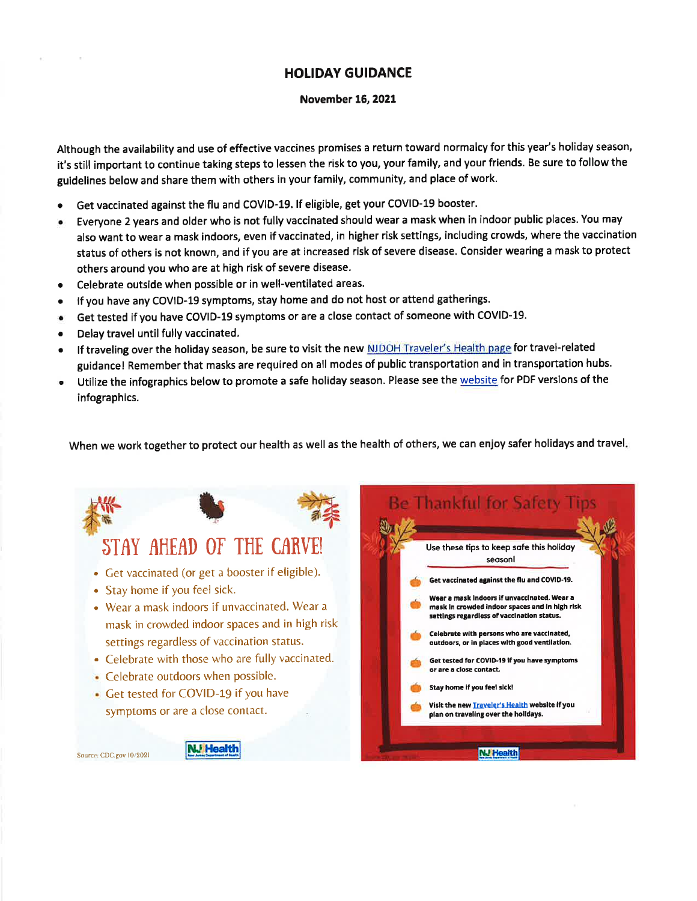# HOLIDAY GUIDANCE

**November 16, 2021**

Although the availability and use of effective vaccines promises a return toward normalcy for this year's holiday season, it's still important to continue taking steps to lessen the risk to you, your family, and your friends. Be sure to follow the guidelines below and share them with others in your family, community, and place of work.

- Get vaccinated against the flu and COVID-19. If eligible, get your COVID-19 booster.
- Everyone 2 years and older who is not fully vaccinated should wear a mask when in indoor public places. You may also want to wear a mask indoors, even if vaccinated, in higher risk settings, including crowds, where the vaccination status of others is not known, and if you are at increased risk of severe disease. Consider wearing a mask to protect others around you who are at high risk of severe disease.
- Celebrate outside when possible or in well-ventilated areas.
- If you have any COVID-19 symptoms, stay home and do not host or attend gatherings.
- Get tested if you have COVID-19 symptoms or are a close contact of someone with COVID-19.
- Delay travel until fully vaccinated.
- If traveling over the holiday season, be sure to visit the new NJDOH Traveler's Health page for travel-related guidance! Remember that masks are required on all modes of public transportation and in transportation hubs.
- Utilize the infographics below to promote a safe holiday season. Please see the website for PDF versions of the infographics.

When we work together to protect our health as well as the health of others, we can enjoy safer holidays and travel.

## STAY AHEAD OF THE CARVE!

- Get vaccinated (or get a booster if eligible).
- Stay home if you feel sick.
- Wear a mask indoors if unvaccinated. Wear a mask in crowded indoor spaces and in high risk settings regardless of vaccination status.
- Celebrate with those who are fully vaccinated.
- Celebrate outdoors when possible.
- Get tested for COVID-19 if you have symptoms or are a close contact.

Source: CDC.gov 10/2021

NJ Health

## Be Thankful for Safety Tips

Use these tips to keep safe this holiday season!

- **Get vaccinated against the flu and COVID-19.**
- **Wear a mask indoors if unvaccinated. Wear a mask in crowded indoor spaces and in high risk settings regardless of vaccination status.**
- **Celebrate with persons who are vaccinated, outdoors, or in places with good ventilation.**
- **Get tested for COVID-19 if you have symptoms or are a close contact.**
- **Stay home if you feel sick!**
- **Visit the new Traveler's Health website if you plan on traveling over the holidays.**

NJ Health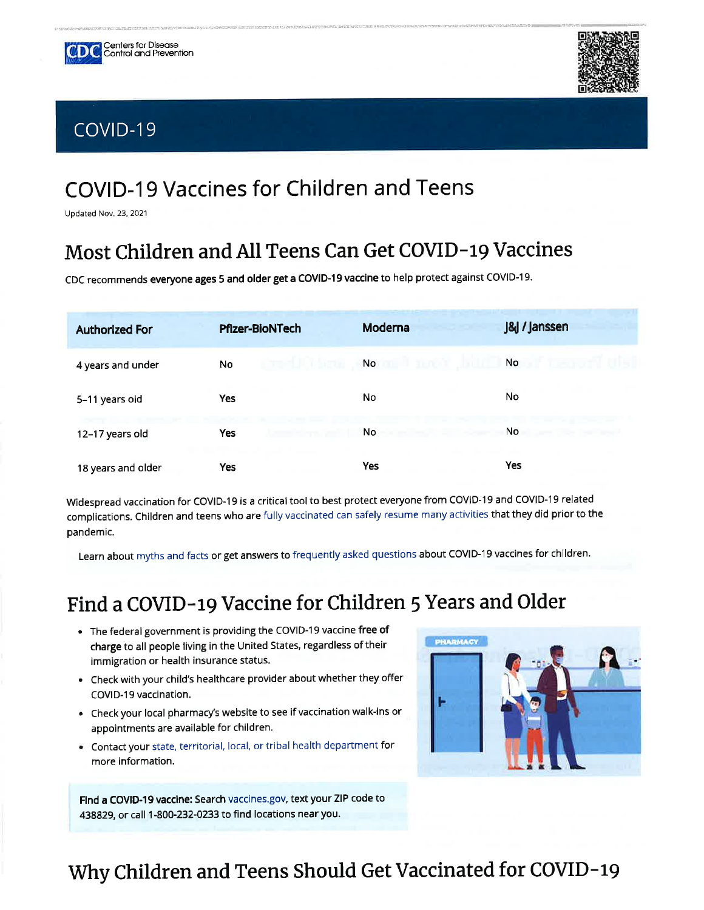Centers for Disease Control and Prevention

# COVID-19

## COVID-19 Vaccines for Children and Teens

Updated Nov. 23, 2021

## Most Children and All Teens Can Get COVID-19 Vaccines

CDC recommends **everyone ages 5 and older get a COVID-19 vaccine** to help protect against COVID-19.

| Authorized For | Pfizer-BioNTech | Moderna | J&J / Janssen |
|---|---|---|---|
| 4 years and under | No | No | No |
| 5–11 years old | **Yes** | No | No |
| 12–17 years old | **Yes** | No | No |
| 18 years and older | **Yes** | **Yes** | **Yes** |

Widespread vaccination for COVID-19 is a critical tool to best protect everyone from COVID-19 and COVID-19 related complications. Children and teens who are fully vaccinated can safely resume many activities that they did prior to the pandemic.

Learn about myths and facts or get answers to frequently asked questions about COVID-19 vaccines for children.

## Find a COVID-19 Vaccine for Children 5 Years and Older

- The federal government is providing the COVID-19 vaccine **free of charge** to all people living in the United States, regardless of their immigration or health insurance status.
- Check with your child's healthcare provider about whether they offer COVID-19 vaccination.
- Check your local pharmacy's website to see if vaccination walk-ins or appointments are available for children.
- Contact your state, territorial, local, or tribal health department for more information.

**Find a COVID-19 vaccine:** Search vaccines.gov, text your ZIP code to 438829, or call 1-800-232-0233 to find locations near you.

## Why Children and Teens Should Get Vaccinated for COVID-19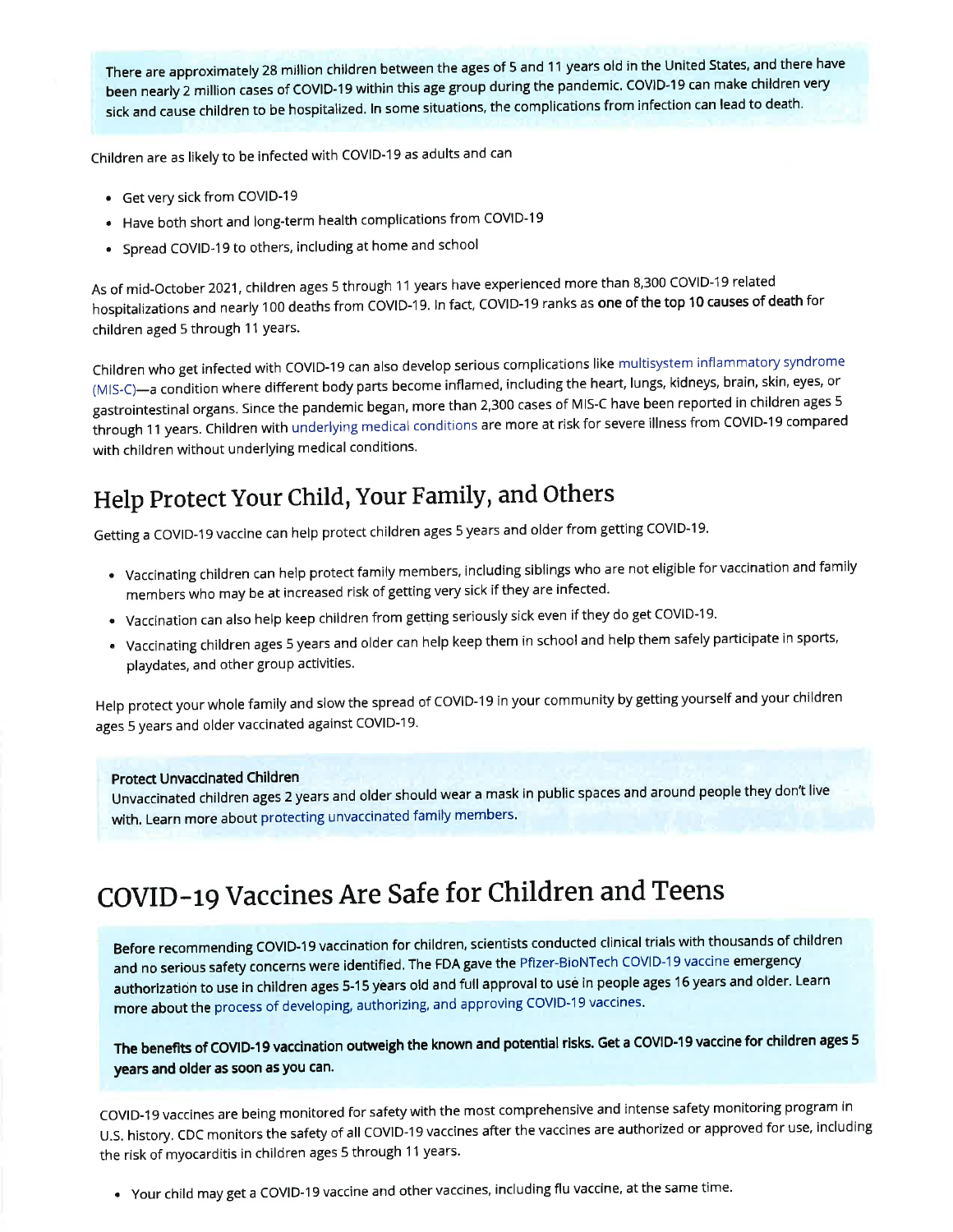There are approximately 28 million children between the ages of 5 and 11 years old in the United States, and there have been nearly 2 million cases of COVID-19 within this age group during the pandemic. COVID-19 can make children very sick and cause children to be hospitalized. In some situations, the complications from infection can lead to death.

Children are as likely to be infected with COVID-19 as adults and can

- Get very sick from COVID-19
- Have both short and long-term health complications from COVID-19
- Spread COVID-19 to others, including at home and school

As of mid-October 2021, children ages 5 through 11 years have experienced more than 8,300 COVID-19 related hospitalizations and nearly 100 deaths from COVID-19. In fact, COVID-19 ranks as **one of the top 10 causes of death** for children aged 5 through 11 years.

Children who get infected with COVID-19 can also develop serious complications like multisystem inflammatory syndrome (MIS-C)—a condition where different body parts become inflamed, including the heart, lungs, kidneys, brain, skin, eyes, or gastrointestinal organs. Since the pandemic began, more than 2,300 cases of MIS-C have been reported in children ages 5 through 11 years. Children with underlying medical conditions are more at risk for severe illness from COVID-19 compared with children without underlying medical conditions.

## Help Protect Your Child, Your Family, and Others

Getting a COVID-19 vaccine can help protect children ages 5 years and older from getting COVID-19.

- Vaccinating children can help protect family members, including siblings who are not eligible for vaccination and family members who may be at increased risk of getting very sick if they are infected.
- Vaccination can also help keep children from getting seriously sick even if they do get COVID-19.
- Vaccinating children ages 5 years and older can help keep them in school and help them safely participate in sports, playdates, and other group activities.

Help protect your whole family and slow the spread of COVID-19 in your community by getting yourself and your children ages 5 years and older vaccinated against COVID-19.

**Protect Unvaccinated Children**
Unvaccinated children ages 2 years and older should wear a mask in public spaces and around people they don't live with. Learn more about protecting unvaccinated family members.

# COVID-19 Vaccines Are Safe for Children and Teens

Before recommending COVID-19 vaccination for children, scientists conducted clinical trials with thousands of children and no serious safety concerns were identified. The FDA gave the Pfizer-BioNTech COVID-19 vaccine emergency authorization to use in children ages 5-15 years old and full approval to use in people ages 16 years and older. Learn more about the process of developing, authorizing, and approving COVID-19 vaccines.

**The benefits of COVID-19 vaccination outweigh the known and potential risks. Get a COVID-19 vaccine for children ages 5 years and older as soon as you can.**

COVID-19 vaccines are being monitored for safety with the most comprehensive and intense safety monitoring program in U.S. history. CDC monitors the safety of all COVID-19 vaccines after the vaccines are authorized or approved for use, including the risk of myocarditis in children ages 5 through 11 years.

- Your child may get a COVID-19 vaccine and other vaccines, including flu vaccine, at the same time.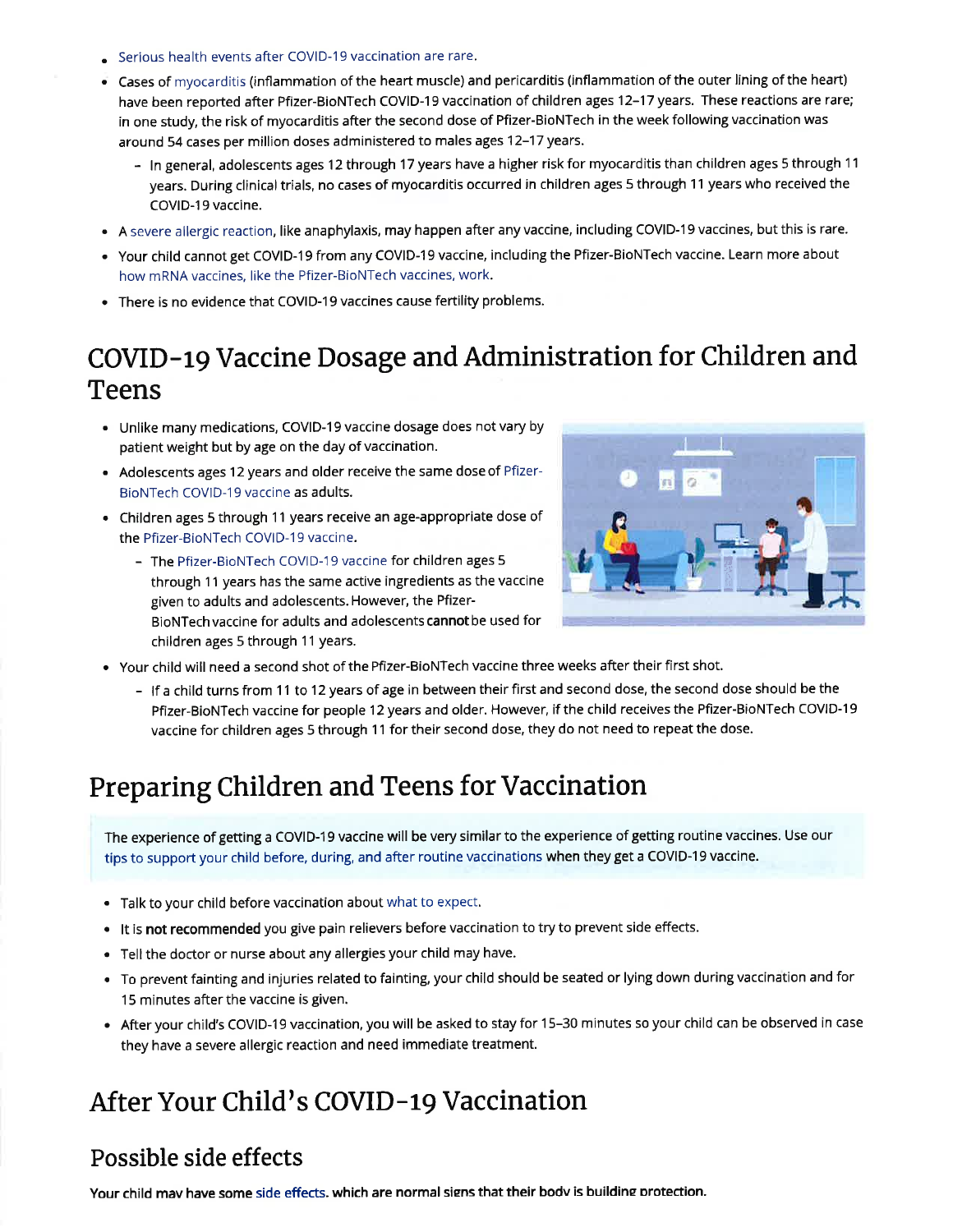- Serious health events after COVID-19 vaccination are rare.
- Cases of myocarditis (inflammation of the heart muscle) and pericarditis (inflammation of the outer lining of the heart) have been reported after Pfizer-BioNTech COVID-19 vaccination of children ages 12–17 years. These reactions are rare; in one study, the risk of myocarditis after the second dose of Pfizer-BioNTech in the week following vaccination was around 54 cases per million doses administered to males ages 12–17 years.
  - In general, adolescents ages 12 through 17 years have a higher risk for myocarditis than children ages 5 through 11 years. During clinical trials, no cases of myocarditis occurred in children ages 5 through 11 years who received the COVID-19 vaccine.
- A severe allergic reaction, like anaphylaxis, may happen after any vaccine, including COVID-19 vaccines, but this is rare.
- Your child cannot get COVID-19 from any COVID-19 vaccine, including the Pfizer-BioNTech vaccine. Learn more about how mRNA vaccines, like the Pfizer-BioNTech vaccines, work.
- There is no evidence that COVID-19 vaccines cause fertility problems.

# COVID-19 Vaccine Dosage and Administration for Children and Teens

- Unlike many medications, COVID-19 vaccine dosage does not vary by patient weight but by age on the day of vaccination.
- Adolescents ages 12 years and older receive the same dose of Pfizer-BioNTech COVID-19 vaccine as adults.
- Children ages 5 through 11 years receive an age-appropriate dose of the Pfizer-BioNTech COVID-19 vaccine.
  - The Pfizer-BioNTech COVID-19 vaccine for children ages 5 through 11 years has the same active ingredients as the vaccine given to adults and adolescents. However, the Pfizer-BioNTech vaccine for adults and adolescents **cannot** be used for children ages 5 through 11 years.
- Your child will need a second shot of the Pfizer-BioNTech vaccine three weeks after their first shot.
  - If a child turns from 11 to 12 years of age in between their first and second dose, the second dose should be the Pfizer-BioNTech vaccine for people 12 years and older. However, if the child receives the Pfizer-BioNTech COVID-19 vaccine for children ages 5 through 11 for their second dose, they do not need to repeat the dose.

# Preparing Children and Teens for Vaccination

The experience of getting a COVID-19 vaccine will be very similar to the experience of getting routine vaccines. Use our tips to support your child before, during, and after routine vaccinations when they get a COVID-19 vaccine.

- Talk to your child before vaccination about what to expect.
- It is **not recommended** you give pain relievers before vaccination to try to prevent side effects.
- Tell the doctor or nurse about any allergies your child may have.
- To prevent fainting and injuries related to fainting, your child should be seated or lying down during vaccination and for 15 minutes after the vaccine is given.
- After your child's COVID-19 vaccination, you will be asked to stay for 15–30 minutes so your child can be observed in case they have a severe allergic reaction and need immediate treatment.

# After Your Child's COVID-19 Vaccination

## Possible side effects

**Your child may have some side effects, which are normal signs that their body is building protection.**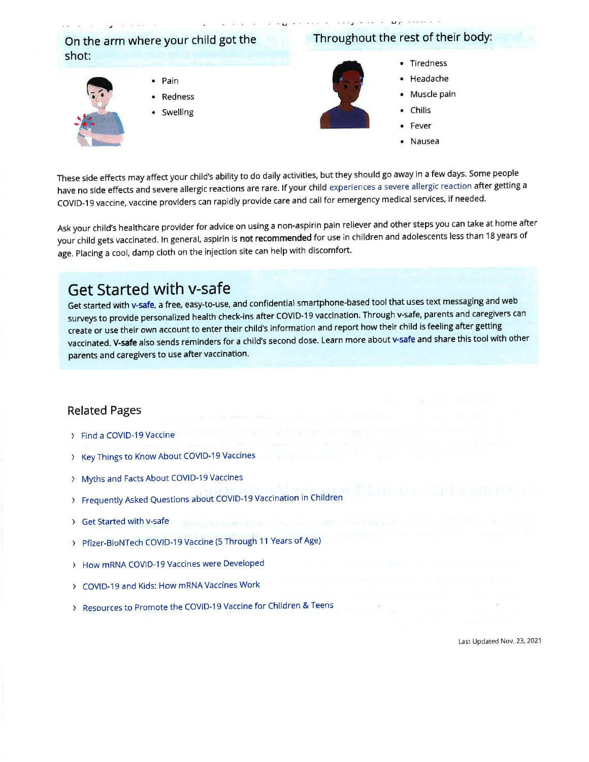## On the arm where your child got the shot:

- Pain
- Redness
- Swelling

## Throughout the rest of their body:

- Tiredness
- Headache
- Muscle pain
- Chills
- Fever
- Nausea

These side effects may affect your child's ability to do daily activities, but they should go away in a few days. Some people have no side effects and severe allergic reactions are rare. If your child experiences a severe allergic reaction after getting a COVID-19 vaccine, vaccine providers can rapidly provide care and call for emergency medical services, if needed.

Ask your child's healthcare provider for advice on using a non-aspirin pain reliever and other steps you can take at home after your child gets vaccinated. In general, aspirin is **not recommended** for use in children and adolescents less than 18 years of age. Placing a cool, damp cloth on the injection site can help with discomfort.

## Get Started with v-safe

Get started with v-safe, a free, easy-to-use, and confidential smartphone-based tool that uses text messaging and web surveys to provide personalized health check-ins after COVID-19 vaccination. Through v-safe, parents and caregivers can create or use their own account to enter their child's information and report how their child is feeling after getting vaccinated. **V-safe** also sends reminders for a child's second dose. Learn more about v-safe and share this tool with other parents and caregivers to use after vaccination.

## Related Pages

- Find a COVID-19 Vaccine
- Key Things to Know About COVID-19 Vaccines
- Myths and Facts About COVID-19 Vaccines
- Frequently Asked Questions about COVID-19 Vaccination in Children
- Get Started with v-safe
- Pfizer-BioNTech COVID-19 Vaccine (5 Through 11 Years of Age)
- How mRNA COVID-19 Vaccines were Developed
- COVID-19 and Kids: How mRNA Vaccines Work
- Resources to Promote the COVID-19 Vaccine for Children & Teens

Last Updated Nov. 23, 2021